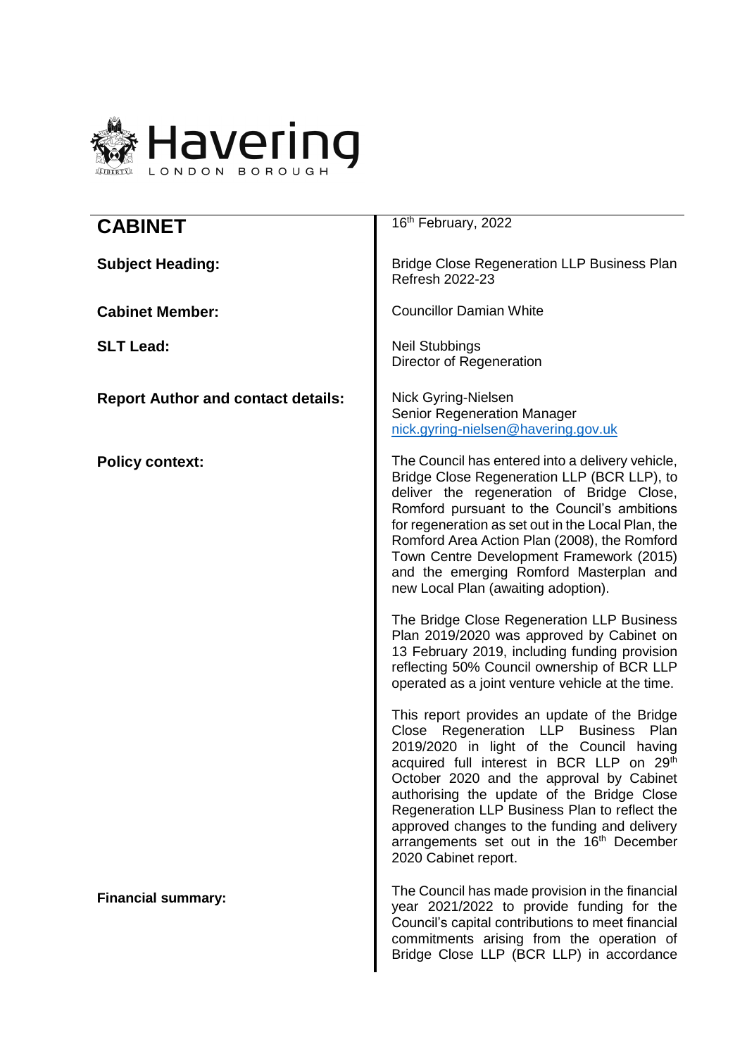Havering
LONDON BOROUGH

| **CABINET** | 16th February, 2022 |
| --- | --- |
| **Subject Heading:** | Bridge Close Regeneration LLP Business Plan Refresh 2022-23 |
| **Cabinet Member:** | Councillor Damian White |
| **SLT Lead:** | Neil Stubbings<br>Director of Regeneration |
| **Report Author and contact details:** | Nick Gyring-Nielsen<br>Senior Regeneration Manager<br>nick.gyring-nielsen@havering.gov.uk |
| **Policy context:** | The Council has entered into a delivery vehicle, Bridge Close Regeneration LLP (BCR LLP), to deliver the regeneration of Bridge Close, Romford pursuant to the Council's ambitions for regeneration as set out in the Local Plan, the Romford Area Action Plan (2008), the Romford Town Centre Development Framework (2015) and the emerging Romford Masterplan and new Local Plan (awaiting adoption).<br><br>The Bridge Close Regeneration LLP Business Plan 2019/2020 was approved by Cabinet on 13 February 2019, including funding provision reflecting 50% Council ownership of BCR LLP operated as a joint venture vehicle at the time.<br><br>This report provides an update of the Bridge Close Regeneration LLP Business Plan 2019/2020 in light of the Council having acquired full interest in BCR LLP on 29th October 2020 and the approval by Cabinet authorising the update of the Bridge Close Regeneration LLP Business Plan to reflect the approved changes to the funding and delivery arrangements set out in the 16th December 2020 Cabinet report. |
| **Financial summary:** | The Council has made provision in the financial year 2021/2022 to provide funding for the Council's capital contributions to meet financial commitments arising from the operation of Bridge Close LLP (BCR LLP) in accordance |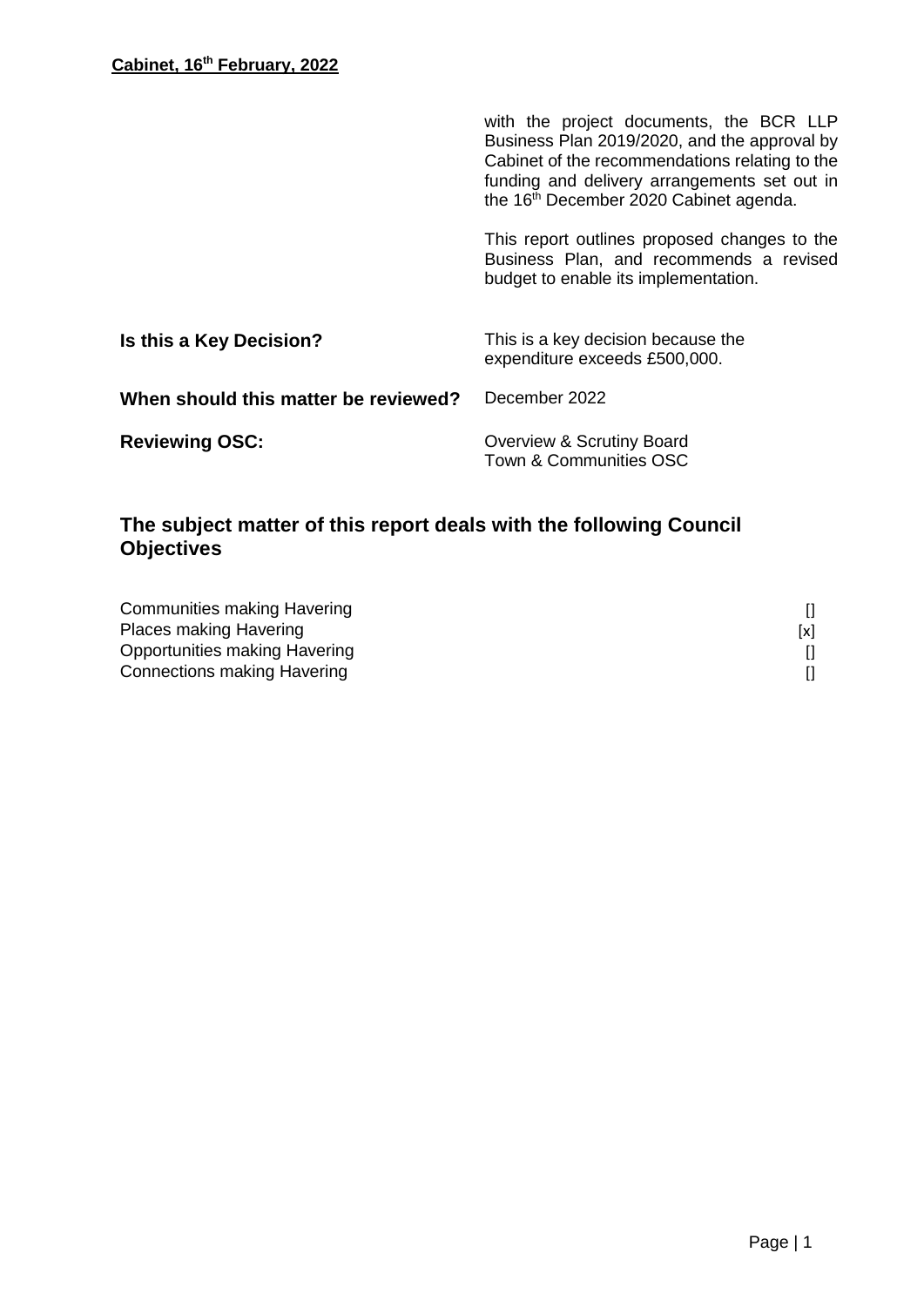| | |
|---|---|
| | with the project documents, the BCR LLP Business Plan 2019/2020, and the approval by Cabinet of the recommendations relating to the funding and delivery arrangements set out in the 16th December 2020 Cabinet agenda.<br><br>This report outlines proposed changes to the Business Plan, and recommends a revised budget to enable its implementation. |
| **Is this a Key Decision?** | This is a key decision because the expenditure exceeds £500,000. |
| **When should this matter be reviewed?** | December 2022 |
| **Reviewing OSC:** | Overview & Scrutiny Board<br>Town & Communities OSC |

## The subject matter of this report deals with the following Council Objectives

| | |
|---|---|
| Communities making Havering | [] |
| Places making Havering | [x] |
| Opportunities making Havering | [] |
| Connections making Havering | [] |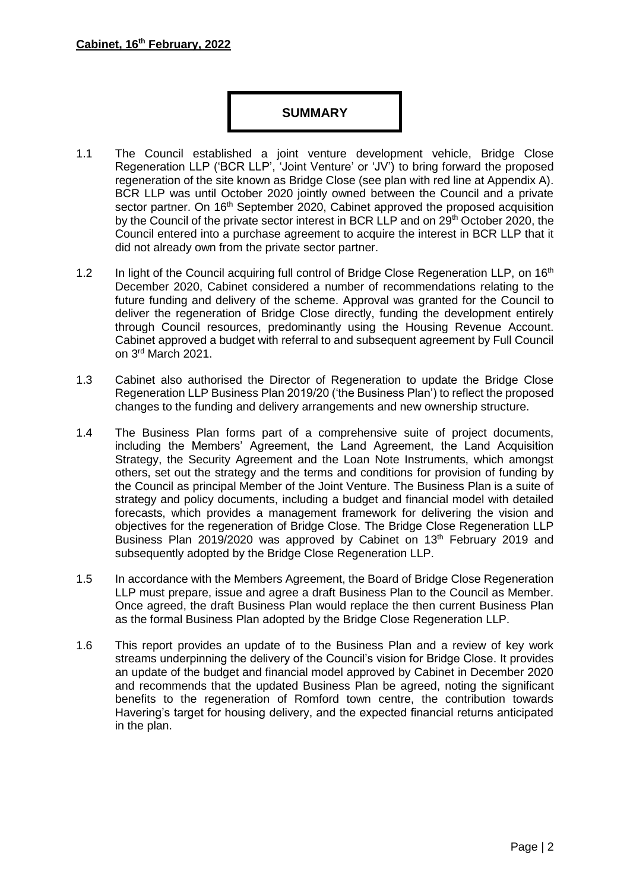**Cabinet, 16th February, 2022**

## SUMMARY

1.1 The Council established a joint venture development vehicle, Bridge Close Regeneration LLP ('BCR LLP', 'Joint Venture' or 'JV') to bring forward the proposed regeneration of the site known as Bridge Close (see plan with red line at Appendix A). BCR LLP was until October 2020 jointly owned between the Council and a private sector partner. On 16th September 2020, Cabinet approved the proposed acquisition by the Council of the private sector interest in BCR LLP and on 29th October 2020, the Council entered into a purchase agreement to acquire the interest in BCR LLP that it did not already own from the private sector partner.

1.2 In light of the Council acquiring full control of Bridge Close Regeneration LLP, on 16th December 2020, Cabinet considered a number of recommendations relating to the future funding and delivery of the scheme. Approval was granted for the Council to deliver the regeneration of Bridge Close directly, funding the development entirely through Council resources, predominantly using the Housing Revenue Account. Cabinet approved a budget with referral to and subsequent agreement by Full Council on 3rd March 2021.

1.3 Cabinet also authorised the Director of Regeneration to update the Bridge Close Regeneration LLP Business Plan 2019/20 ('the Business Plan') to reflect the proposed changes to the funding and delivery arrangements and new ownership structure.

1.4 The Business Plan forms part of a comprehensive suite of project documents, including the Members' Agreement, the Land Agreement, the Land Acquisition Strategy, the Security Agreement and the Loan Note Instruments, which amongst others, set out the strategy and the terms and conditions for provision of funding by the Council as principal Member of the Joint Venture. The Business Plan is a suite of strategy and policy documents, including a budget and financial model with detailed forecasts, which provides a management framework for delivering the vision and objectives for the regeneration of Bridge Close. The Bridge Close Regeneration LLP Business Plan 2019/2020 was approved by Cabinet on 13th February 2019 and subsequently adopted by the Bridge Close Regeneration LLP.

1.5 In accordance with the Members Agreement, the Board of Bridge Close Regeneration LLP must prepare, issue and agree a draft Business Plan to the Council as Member. Once agreed, the draft Business Plan would replace the then current Business Plan as the formal Business Plan adopted by the Bridge Close Regeneration LLP.

1.6 This report provides an update of to the Business Plan and a review of key work streams underpinning the delivery of the Council's vision for Bridge Close. It provides an update of the budget and financial model approved by Cabinet in December 2020 and recommends that the updated Business Plan be agreed, noting the significant benefits to the regeneration of Romford town centre, the contribution towards Havering's target for housing delivery, and the expected financial returns anticipated in the plan.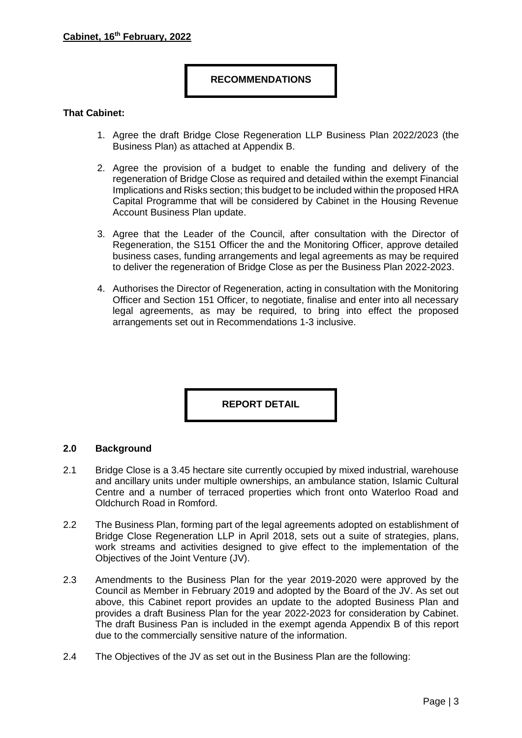**Cabinet, 16th February, 2022**

## RECOMMENDATIONS

**That Cabinet:**

1. Agree the draft Bridge Close Regeneration LLP Business Plan 2022/2023 (the Business Plan) as attached at Appendix B.

2. Agree the provision of a budget to enable the funding and delivery of the regeneration of Bridge Close as required and detailed within the exempt Financial Implications and Risks section; this budget to be included within the proposed HRA Capital Programme that will be considered by Cabinet in the Housing Revenue Account Business Plan update.

3. Agree that the Leader of the Council, after consultation with the Director of Regeneration, the S151 Officer the and the Monitoring Officer, approve detailed business cases, funding arrangements and legal agreements as may be required to deliver the regeneration of Bridge Close as per the Business Plan 2022-2023.

4. Authorises the Director of Regeneration, acting in consultation with the Monitoring Officer and Section 151 Officer, to negotiate, finalise and enter into all necessary legal agreements, as may be required, to bring into effect the proposed arrangements set out in Recommendations 1-3 inclusive.

## REPORT DETAIL

### 2.0 Background

2.1 Bridge Close is a 3.45 hectare site currently occupied by mixed industrial, warehouse and ancillary units under multiple ownerships, an ambulance station, Islamic Cultural Centre and a number of terraced properties which front onto Waterloo Road and Oldchurch Road in Romford.

2.2 The Business Plan, forming part of the legal agreements adopted on establishment of Bridge Close Regeneration LLP in April 2018, sets out a suite of strategies, plans, work streams and activities designed to give effect to the implementation of the Objectives of the Joint Venture (JV).

2.3 Amendments to the Business Plan for the year 2019-2020 were approved by the Council as Member in February 2019 and adopted by the Board of the JV. As set out above, this Cabinet report provides an update to the adopted Business Plan and provides a draft Business Plan for the year 2022-2023 for consideration by Cabinet. The draft Business Pan is included in the exempt agenda Appendix B of this report due to the commercially sensitive nature of the information.

2.4 The Objectives of the JV as set out in the Business Plan are the following: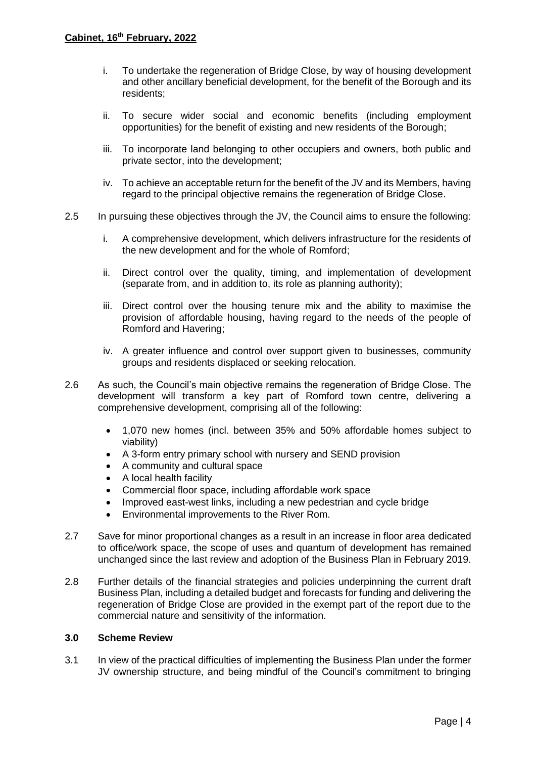i. To undertake the regeneration of Bridge Close, by way of housing development and other ancillary beneficial development, for the benefit of the Borough and its residents;

ii. To secure wider social and economic benefits (including employment opportunities) for the benefit of existing and new residents of the Borough;

iii. To incorporate land belonging to other occupiers and owners, both public and private sector, into the development;

iv. To achieve an acceptable return for the benefit of the JV and its Members, having regard to the principal objective remains the regeneration of Bridge Close.

2.5 In pursuing these objectives through the JV, the Council aims to ensure the following:

i. A comprehensive development, which delivers infrastructure for the residents of the new development and for the whole of Romford;

ii. Direct control over the quality, timing, and implementation of development (separate from, and in addition to, its role as planning authority);

iii. Direct control over the housing tenure mix and the ability to maximise the provision of affordable housing, having regard to the needs of the people of Romford and Havering;

iv. A greater influence and control over support given to businesses, community groups and residents displaced or seeking relocation.

2.6 As such, the Council's main objective remains the regeneration of Bridge Close. The development will transform a key part of Romford town centre, delivering a comprehensive development, comprising all of the following:

- 1,070 new homes (incl. between 35% and 50% affordable homes subject to viability)
- A 3-form entry primary school with nursery and SEND provision
- A community and cultural space
- A local health facility
- Commercial floor space, including affordable work space
- Improved east-west links, including a new pedestrian and cycle bridge
- Environmental improvements to the River Rom.

2.7 Save for minor proportional changes as a result in an increase in floor area dedicated to office/work space, the scope of uses and quantum of development has remained unchanged since the last review and adoption of the Business Plan in February 2019.

2.8 Further details of the financial strategies and policies underpinning the current draft Business Plan, including a detailed budget and forecasts for funding and delivering the regeneration of Bridge Close are provided in the exempt part of the report due to the commercial nature and sensitivity of the information.

## 3.0 Scheme Review

3.1 In view of the practical difficulties of implementing the Business Plan under the former JV ownership structure, and being mindful of the Council's commitment to bringing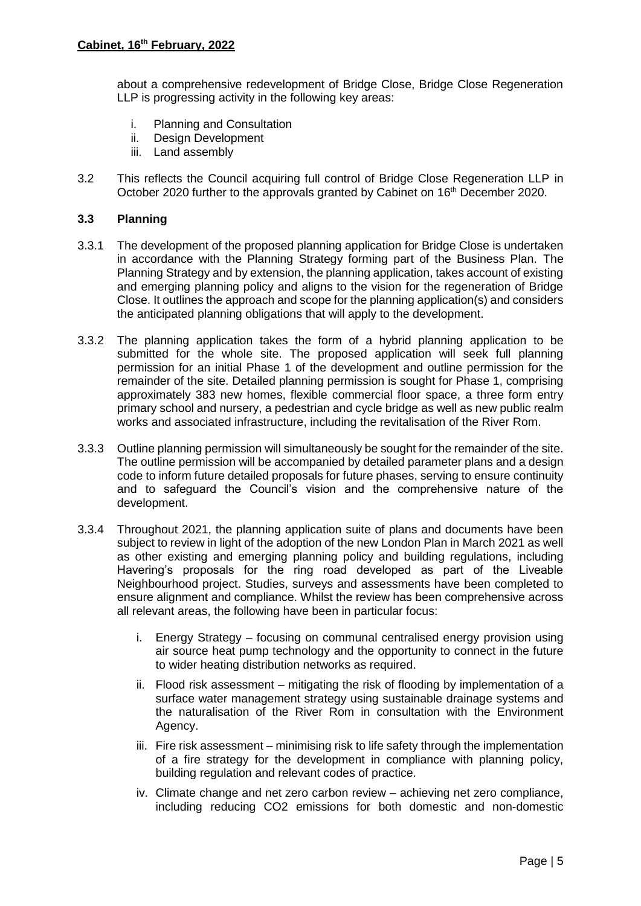about a comprehensive redevelopment of Bridge Close, Bridge Close Regeneration LLP is progressing activity in the following key areas:

i. Planning and Consultation
ii. Design Development
iii. Land assembly

3.2 This reflects the Council acquiring full control of Bridge Close Regeneration LLP in October 2020 further to the approvals granted by Cabinet on 16th December 2020.

### 3.3 Planning

3.3.1 The development of the proposed planning application for Bridge Close is undertaken in accordance with the Planning Strategy forming part of the Business Plan. The Planning Strategy and by extension, the planning application, takes account of existing and emerging planning policy and aligns to the vision for the regeneration of Bridge Close. It outlines the approach and scope for the planning application(s) and considers the anticipated planning obligations that will apply to the development.

3.3.2 The planning application takes the form of a hybrid planning application to be submitted for the whole site. The proposed application will seek full planning permission for an initial Phase 1 of the development and outline permission for the remainder of the site. Detailed planning permission is sought for Phase 1, comprising approximately 383 new homes, flexible commercial floor space, a three form entry primary school and nursery, a pedestrian and cycle bridge as well as new public realm works and associated infrastructure, including the revitalisation of the River Rom.

3.3.3 Outline planning permission will simultaneously be sought for the remainder of the site. The outline permission will be accompanied by detailed parameter plans and a design code to inform future detailed proposals for future phases, serving to ensure continuity and to safeguard the Council's vision and the comprehensive nature of the development.

3.3.4 Throughout 2021, the planning application suite of plans and documents have been subject to review in light of the adoption of the new London Plan in March 2021 as well as other existing and emerging planning policy and building regulations, including Havering's proposals for the ring road developed as part of the Liveable Neighbourhood project. Studies, surveys and assessments have been completed to ensure alignment and compliance. Whilst the review has been comprehensive across all relevant areas, the following have been in particular focus:

i. Energy Strategy – focusing on communal centralised energy provision using air source heat pump technology and the opportunity to connect in the future to wider heating distribution networks as required.

ii. Flood risk assessment – mitigating the risk of flooding by implementation of a surface water management strategy using sustainable drainage systems and the naturalisation of the River Rom in consultation with the Environment Agency.

iii. Fire risk assessment – minimising risk to life safety through the implementation of a fire strategy for the development in compliance with planning policy, building regulation and relevant codes of practice.

iv. Climate change and net zero carbon review – achieving net zero compliance, including reducing $CO_2$ emissions for both domestic and non-domestic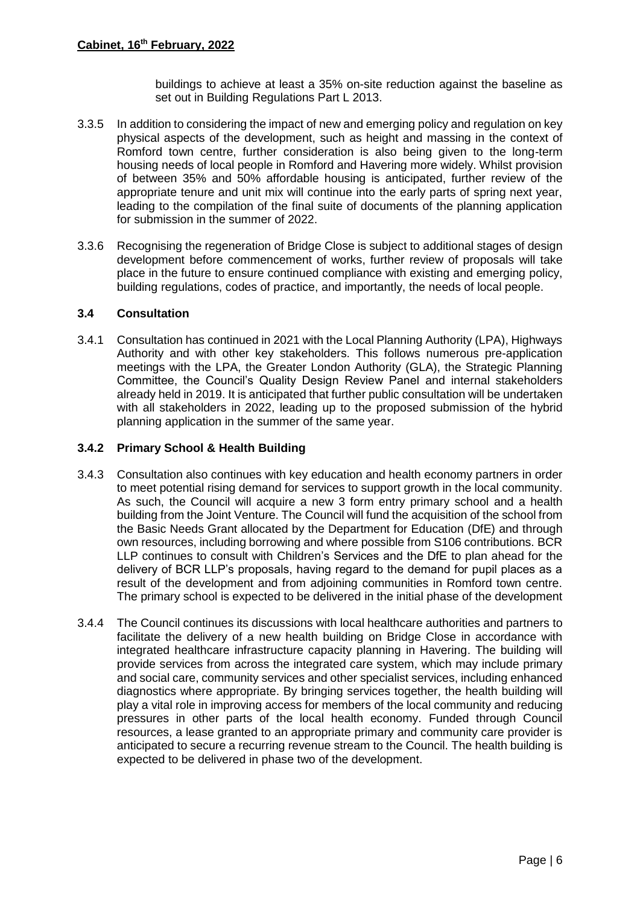buildings to achieve at least a 35% on-site reduction against the baseline as set out in Building Regulations Part L 2013.

3.3.5 In addition to considering the impact of new and emerging policy and regulation on key physical aspects of the development, such as height and massing in the context of Romford town centre, further consideration is also being given to the long-term housing needs of local people in Romford and Havering more widely. Whilst provision of between 35% and 50% affordable housing is anticipated, further review of the appropriate tenure and unit mix will continue into the early parts of spring next year, leading to the compilation of the final suite of documents of the planning application for submission in the summer of 2022.

3.3.6 Recognising the regeneration of Bridge Close is subject to additional stages of design development before commencement of works, further review of proposals will take place in the future to ensure continued compliance with existing and emerging policy, building regulations, codes of practice, and importantly, the needs of local people.

### 3.4 Consultation

3.4.1 Consultation has continued in 2021 with the Local Planning Authority (LPA), Highways Authority and with other key stakeholders. This follows numerous pre-application meetings with the LPA, the Greater London Authority (GLA), the Strategic Planning Committee, the Council's Quality Design Review Panel and internal stakeholders already held in 2019. It is anticipated that further public consultation will be undertaken with all stakeholders in 2022, leading up to the proposed submission of the hybrid planning application in the summer of the same year.

### 3.4.2 Primary School & Health Building

3.4.3 Consultation also continues with key education and health economy partners in order to meet potential rising demand for services to support growth in the local community. As such, the Council will acquire a new 3 form entry primary school and a health building from the Joint Venture. The Council will fund the acquisition of the school from the Basic Needs Grant allocated by the Department for Education (DfE) and through own resources, including borrowing and where possible from S106 contributions. BCR LLP continues to consult with Children's Services and the DfE to plan ahead for the delivery of BCR LLP's proposals, having regard to the demand for pupil places as a result of the development and from adjoining communities in Romford town centre. The primary school is expected to be delivered in the initial phase of the development

3.4.4 The Council continues its discussions with local healthcare authorities and partners to facilitate the delivery of a new health building on Bridge Close in accordance with integrated healthcare infrastructure capacity planning in Havering. The building will provide services from across the integrated care system, which may include primary and social care, community services and other specialist services, including enhanced diagnostics where appropriate. By bringing services together, the health building will play a vital role in improving access for members of the local community and reducing pressures in other parts of the local health economy. Funded through Council resources, a lease granted to an appropriate primary and community care provider is anticipated to secure a recurring revenue stream to the Council. The health building is expected to be delivered in phase two of the development.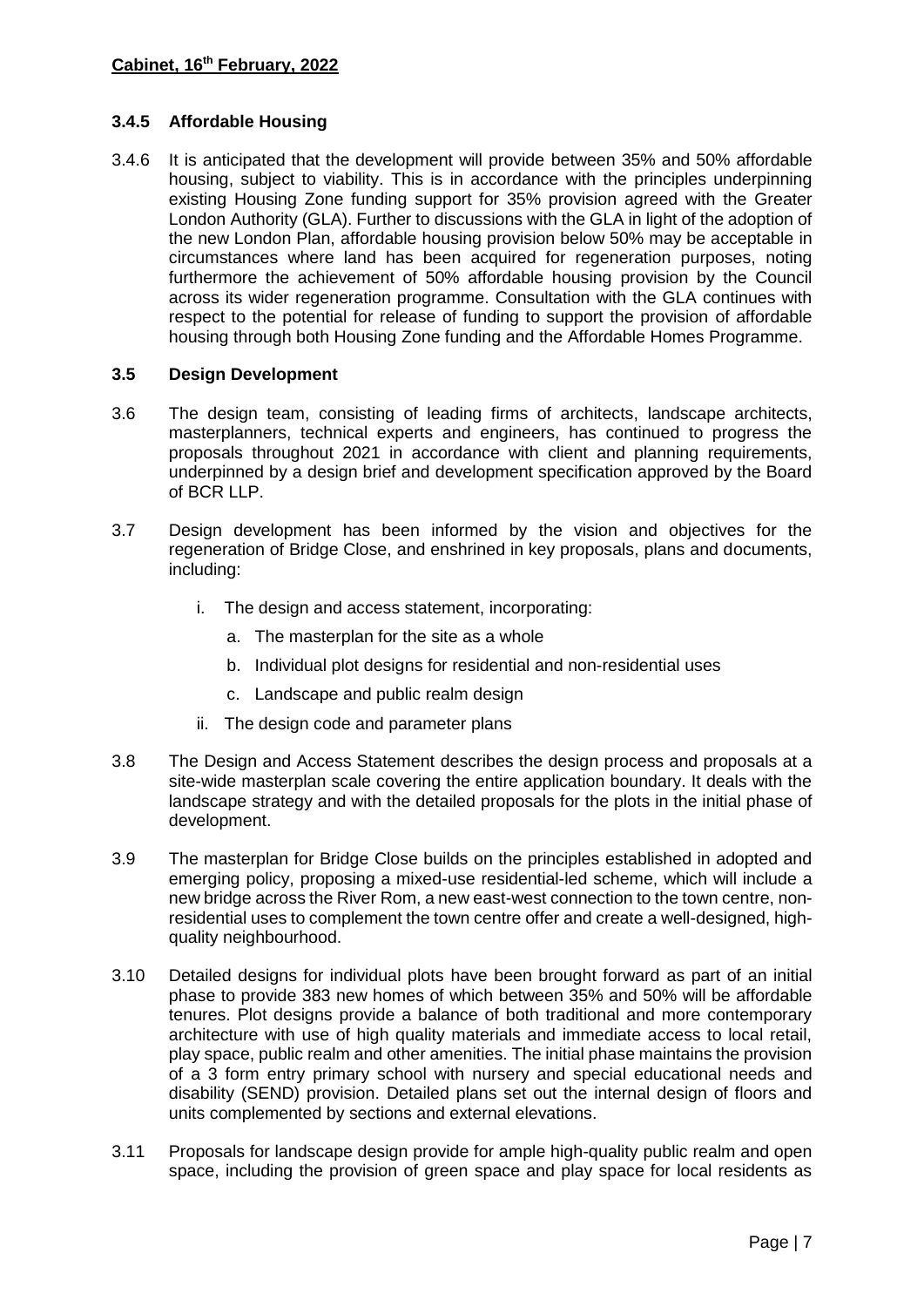### 3.4.5 Affordable Housing

3.4.6 It is anticipated that the development will provide between 35% and 50% affordable housing, subject to viability. This is in accordance with the principles underpinning existing Housing Zone funding support for 35% provision agreed with the Greater London Authority (GLA). Further to discussions with the GLA in light of the adoption of the new London Plan, affordable housing provision below 50% may be acceptable in circumstances where land has been acquired for regeneration purposes, noting furthermore the achievement of 50% affordable housing provision by the Council across its wider regeneration programme. Consultation with the GLA continues with respect to the potential for release of funding to support the provision of affordable housing through both Housing Zone funding and the Affordable Homes Programme.

### 3.5 Design Development

3.6 The design team, consisting of leading firms of architects, landscape architects, masterplanners, technical experts and engineers, has continued to progress the proposals throughout 2021 in accordance with client and planning requirements, underpinned by a design brief and development specification approved by the Board of BCR LLP.

3.7 Design development has been informed by the vision and objectives for the regeneration of Bridge Close, and enshrined in key proposals, plans and documents, including:

- i. The design and access statement, incorporating:
  - a. The masterplan for the site as a whole
  - b. Individual plot designs for residential and non-residential uses
  - c. Landscape and public realm design
- ii. The design code and parameter plans

3.8 The Design and Access Statement describes the design process and proposals at a site-wide masterplan scale covering the entire application boundary. It deals with the landscape strategy and with the detailed proposals for the plots in the initial phase of development.

3.9 The masterplan for Bridge Close builds on the principles established in adopted and emerging policy, proposing a mixed-use residential-led scheme, which will include a new bridge across the River Rom, a new east-west connection to the town centre, non-residential uses to complement the town centre offer and create a well-designed, high-quality neighbourhood.

3.10 Detailed designs for individual plots have been brought forward as part of an initial phase to provide 383 new homes of which between 35% and 50% will be affordable tenures. Plot designs provide a balance of both traditional and more contemporary architecture with use of high quality materials and immediate access to local retail, play space, public realm and other amenities. The initial phase maintains the provision of a 3 form entry primary school with nursery and special educational needs and disability (SEND) provision. Detailed plans set out the internal design of floors and units complemented by sections and external elevations.

3.11 Proposals for landscape design provide for ample high-quality public realm and open space, including the provision of green space and play space for local residents as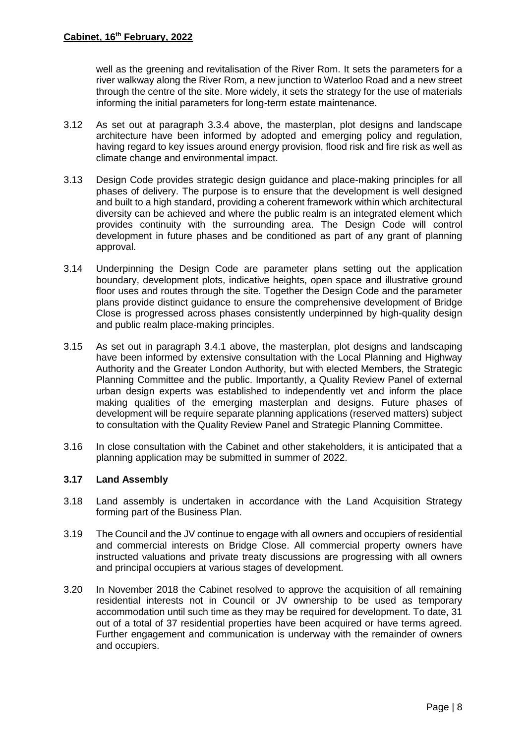well as the greening and revitalisation of the River Rom. It sets the parameters for a river walkway along the River Rom, a new junction to Waterloo Road and a new street through the centre of the site. More widely, it sets the strategy for the use of materials informing the initial parameters for long-term estate maintenance.

3.12 As set out at paragraph 3.3.4 above, the masterplan, plot designs and landscape architecture have been informed by adopted and emerging policy and regulation, having regard to key issues around energy provision, flood risk and fire risk as well as climate change and environmental impact.

3.13 Design Code provides strategic design guidance and place-making principles for all phases of delivery. The purpose is to ensure that the development is well designed and built to a high standard, providing a coherent framework within which architectural diversity can be achieved and where the public realm is an integrated element which provides continuity with the surrounding area. The Design Code will control development in future phases and be conditioned as part of any grant of planning approval.

3.14 Underpinning the Design Code are parameter plans setting out the application boundary, development plots, indicative heights, open space and illustrative ground floor uses and routes through the site. Together the Design Code and the parameter plans provide distinct guidance to ensure the comprehensive development of Bridge Close is progressed across phases consistently underpinned by high-quality design and public realm place-making principles.

3.15 As set out in paragraph 3.4.1 above, the masterplan, plot designs and landscaping have been informed by extensive consultation with the Local Planning and Highway Authority and the Greater London Authority, but with elected Members, the Strategic Planning Committee and the public. Importantly, a Quality Review Panel of external urban design experts was established to independently vet and inform the place making qualities of the emerging masterplan and designs. Future phases of development will be require separate planning applications (reserved matters) subject to consultation with the Quality Review Panel and Strategic Planning Committee.

3.16 In close consultation with the Cabinet and other stakeholders, it is anticipated that a planning application may be submitted in summer of 2022.

**3.17 Land Assembly**

3.18 Land assembly is undertaken in accordance with the Land Acquisition Strategy forming part of the Business Plan.

3.19 The Council and the JV continue to engage with all owners and occupiers of residential and commercial interests on Bridge Close. All commercial property owners have instructed valuations and private treaty discussions are progressing with all owners and principal occupiers at various stages of development.

3.20 In November 2018 the Cabinet resolved to approve the acquisition of all remaining residential interests not in Council or JV ownership to be used as temporary accommodation until such time as they may be required for development. To date, 31 out of a total of 37 residential properties have been acquired or have terms agreed. Further engagement and communication is underway with the remainder of owners and occupiers.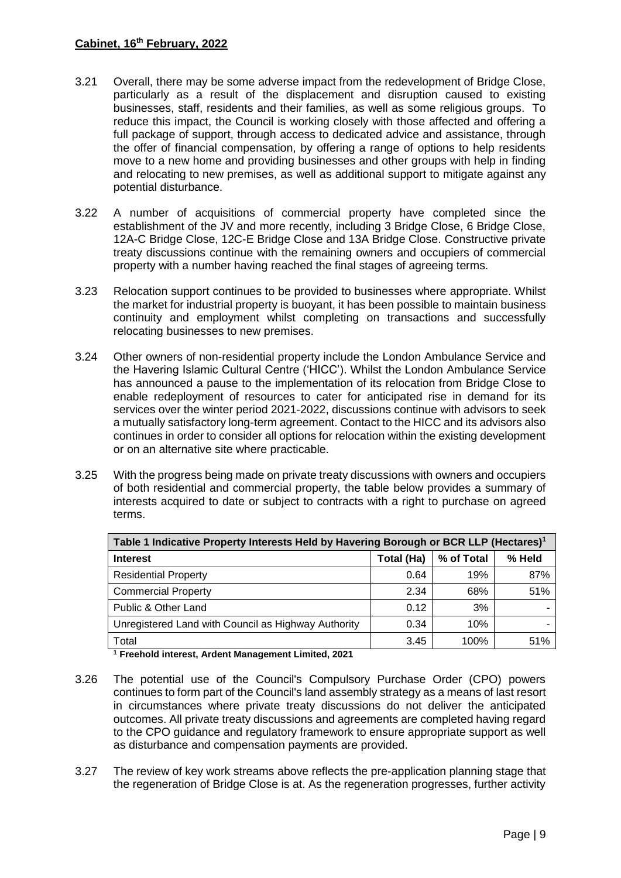3.21 Overall, there may be some adverse impact from the redevelopment of Bridge Close, particularly as a result of the displacement and disruption caused to existing businesses, staff, residents and their families, as well as some religious groups. To reduce this impact, the Council is working closely with those affected and offering a full package of support, through access to dedicated advice and assistance, through the offer of financial compensation, by offering a range of options to help residents move to a new home and providing businesses and other groups with help in finding and relocating to new premises, as well as additional support to mitigate against any potential disturbance.

3.22 A number of acquisitions of commercial property have completed since the establishment of the JV and more recently, including 3 Bridge Close, 6 Bridge Close, 12A-C Bridge Close, 12C-E Bridge Close and 13A Bridge Close. Constructive private treaty discussions continue with the remaining owners and occupiers of commercial property with a number having reached the final stages of agreeing terms.

3.23 Relocation support continues to be provided to businesses where appropriate. Whilst the market for industrial property is buoyant, it has been possible to maintain business continuity and employment whilst completing on transactions and successfully relocating businesses to new premises.

3.24 Other owners of non-residential property include the London Ambulance Service and the Havering Islamic Cultural Centre ('HICC'). Whilst the London Ambulance Service has announced a pause to the implementation of its relocation from Bridge Close to enable redeployment of resources to cater for anticipated rise in demand for its services over the winter period 2021-2022, discussions continue with advisors to seek a mutually satisfactory long-term agreement. Contact to the HICC and its advisors also continues in order to consider all options for relocation within the existing development or on an alternative site where practicable.

3.25 With the progress being made on private treaty discussions with owners and occupiers of both residential and commercial property, the table below provides a summary of interests acquired to date or subject to contracts with a right to purchase on agreed terms.

| Table 1 Indicative Property Interests Held by Havering Borough or BCR LLP (Hectares)[1] | | | |
|---|---|---|---|
| **Interest** | **Total (Ha)** | **% of Total** | **% Held** |
| Residential Property | 0.64 | 19% | 87% |
| Commercial Property | 2.34 | 68% | 51% |
| Public & Other Land | 0.12 | 3% | - |
| Unregistered Land with Council as Highway Authority | 0.34 | 10% | - |
| Total | 3.45 | 100% | 51% |

**[1] Freehold interest, Ardent Management Limited, 2021**

3.26 The potential use of the Council's Compulsory Purchase Order (CPO) powers continues to form part of the Council's land assembly strategy as a means of last resort in circumstances where private treaty discussions do not deliver the anticipated outcomes. All private treaty discussions and agreements are completed having regard to the CPO guidance and regulatory framework to ensure appropriate support as well as disturbance and compensation payments are provided.

3.27 The review of key work streams above reflects the pre-application planning stage that the regeneration of Bridge Close is at. As the regeneration progresses, further activity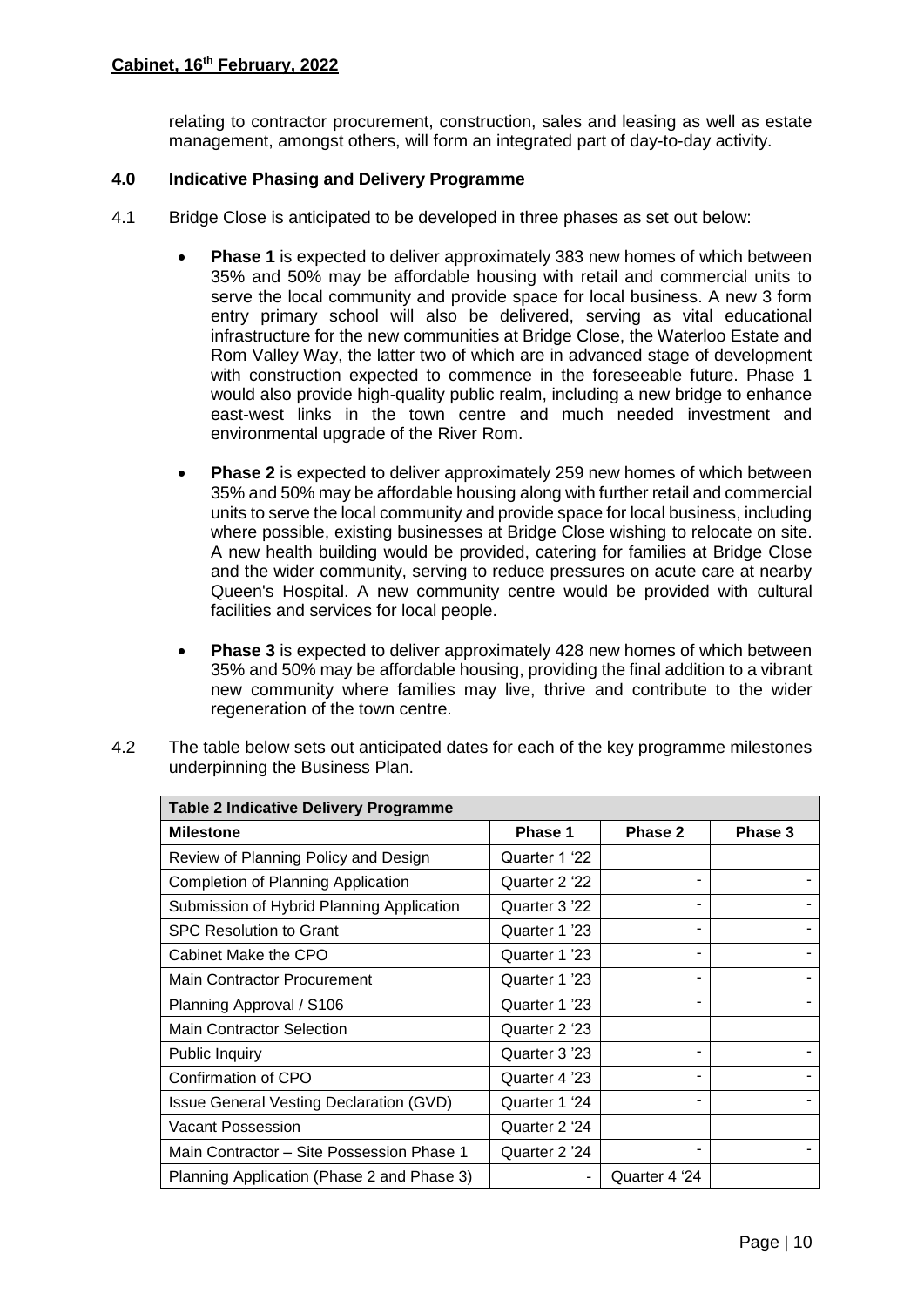relating to contractor procurement, construction, sales and leasing as well as estate management, amongst others, will form an integrated part of day-to-day activity.

## 4.0 Indicative Phasing and Delivery Programme

4.1 Bridge Close is anticipated to be developed in three phases as set out below:

- **Phase 1** is expected to deliver approximately 383 new homes of which between 35% and 50% may be affordable housing with retail and commercial units to serve the local community and provide space for local business. A new 3 form entry primary school will also be delivered, serving as vital educational infrastructure for the new communities at Bridge Close, the Waterloo Estate and Rom Valley Way, the latter two of which are in advanced stage of development with construction expected to commence in the foreseeable future. Phase 1 would also provide high-quality public realm, including a new bridge to enhance east-west links in the town centre and much needed investment and environmental upgrade of the River Rom.

- **Phase 2** is expected to deliver approximately 259 new homes of which between 35% and 50% may be affordable housing along with further retail and commercial units to serve the local community and provide space for local business, including where possible, existing businesses at Bridge Close wishing to relocate on site. A new health building would be provided, catering for families at Bridge Close and the wider community, serving to reduce pressures on acute care at nearby Queen's Hospital. A new community centre would be provided with cultural facilities and services for local people.

- **Phase 3** is expected to deliver approximately 428 new homes of which between 35% and 50% may be affordable housing, providing the final addition to a vibrant new community where families may live, thrive and contribute to the wider regeneration of the town centre.

4.2 The table below sets out anticipated dates for each of the key programme milestones underpinning the Business Plan.

**Table 2 Indicative Delivery Programme**

| Milestone | Phase 1 | Phase 2 | Phase 3 |
|---|---|---|---|
| Review of Planning Policy and Design | Quarter 1 '22 | | |
| Completion of Planning Application | Quarter 2 '22 | - | - |
| Submission of Hybrid Planning Application | Quarter 3 '22 | - | - |
| SPC Resolution to Grant | Quarter 1 '23 | - | - |
| Cabinet Make the CPO | Quarter 1 '23 | - | - |
| Main Contractor Procurement | Quarter 1 '23 | - | - |
| Planning Approval / S106 | Quarter 1 '23 | - | - |
| Main Contractor Selection | Quarter 2 '23 | | |
| Public Inquiry | Quarter 3 '23 | - | - |
| Confirmation of CPO | Quarter 4 '23 | - | - |
| Issue General Vesting Declaration (GVD) | Quarter 1 '24 | - | - |
| Vacant Possession | Quarter 2 '24 | | |
| Main Contractor – Site Possession Phase 1 | Quarter 2 '24 | - | - |
| Planning Application (Phase 2 and Phase 3) | - | Quarter 4 '24 | |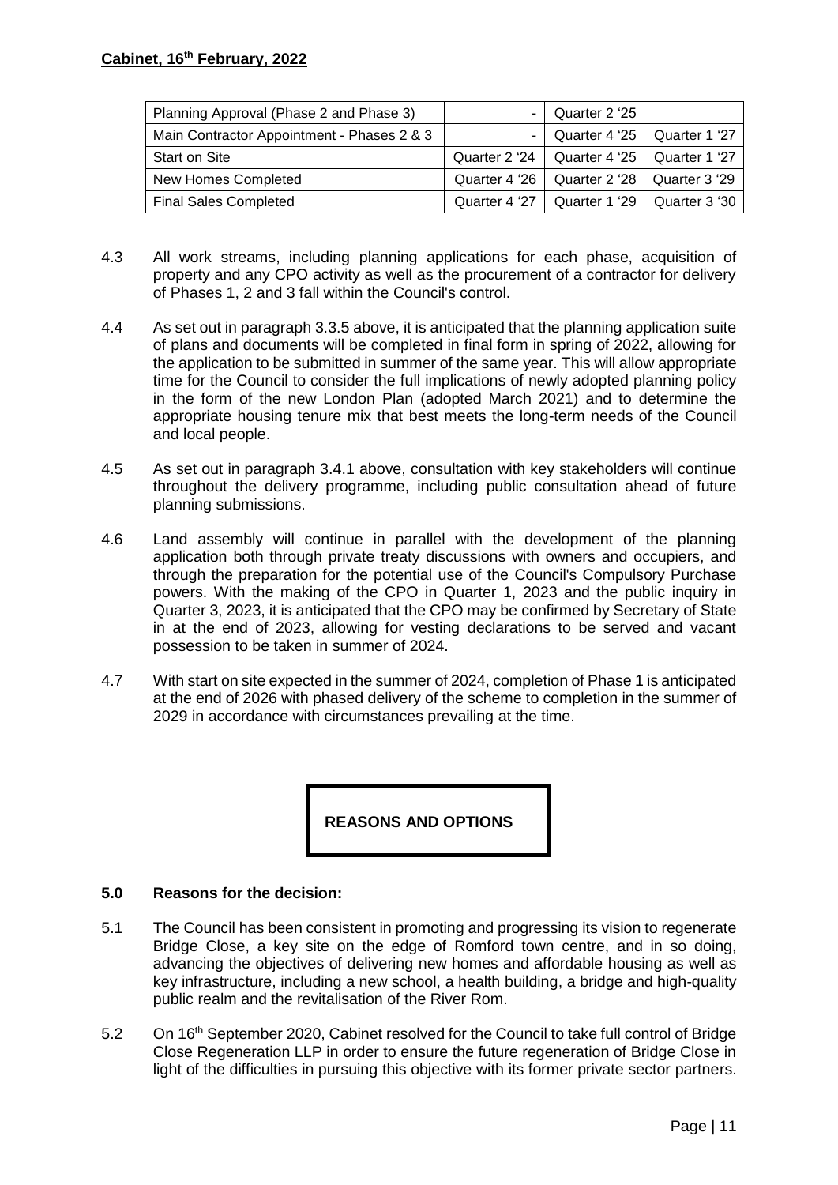| Planning Approval (Phase 2 and Phase 3) | - | Quarter 2 '25 | |
|---|---|---|---|
| Main Contractor Appointment - Phases 2 & 3 | - | Quarter 4 '25 | Quarter 1 '27 |
| Start on Site | Quarter 2 '24 | Quarter 4 '25 | Quarter 1 '27 |
| New Homes Completed | Quarter 4 '26 | Quarter 2 '28 | Quarter 3 '29 |
| Final Sales Completed | Quarter 4 '27 | Quarter 1 '29 | Quarter 3 '30 |

4.3 All work streams, including planning applications for each phase, acquisition of property and any CPO activity as well as the procurement of a contractor for delivery of Phases 1, 2 and 3 fall within the Council's control.

4.4 As set out in paragraph 3.3.5 above, it is anticipated that the planning application suite of plans and documents will be completed in final form in spring of 2022, allowing for the application to be submitted in summer of the same year. This will allow appropriate time for the Council to consider the full implications of newly adopted planning policy in the form of the new London Plan (adopted March 2021) and to determine the appropriate housing tenure mix that best meets the long-term needs of the Council and local people.

4.5 As set out in paragraph 3.4.1 above, consultation with key stakeholders will continue throughout the delivery programme, including public consultation ahead of future planning submissions.

4.6 Land assembly will continue in parallel with the development of the planning application both through private treaty discussions with owners and occupiers, and through the preparation for the potential use of the Council's Compulsory Purchase powers. With the making of the CPO in Quarter 1, 2023 and the public inquiry in Quarter 3, 2023, it is anticipated that the CPO may be confirmed by Secretary of State in at the end of 2023, allowing for vesting declarations to be served and vacant possession to be taken in summer of 2024.

4.7 With start on site expected in the summer of 2024, completion of Phase 1 is anticipated at the end of 2026 with phased delivery of the scheme to completion in the summer of 2029 in accordance with circumstances prevailing at the time.

## REASONS AND OPTIONS

### 5.0 Reasons for the decision:

5.1 The Council has been consistent in promoting and progressing its vision to regenerate Bridge Close, a key site on the edge of Romford town centre, and in so doing, advancing the objectives of delivering new homes and affordable housing as well as key infrastructure, including a new school, a health building, a bridge and high-quality public realm and the revitalisation of the River Rom.

5.2 On 16th September 2020, Cabinet resolved for the Council to take full control of Bridge Close Regeneration LLP in order to ensure the future regeneration of Bridge Close in light of the difficulties in pursuing this objective with its former private sector partners.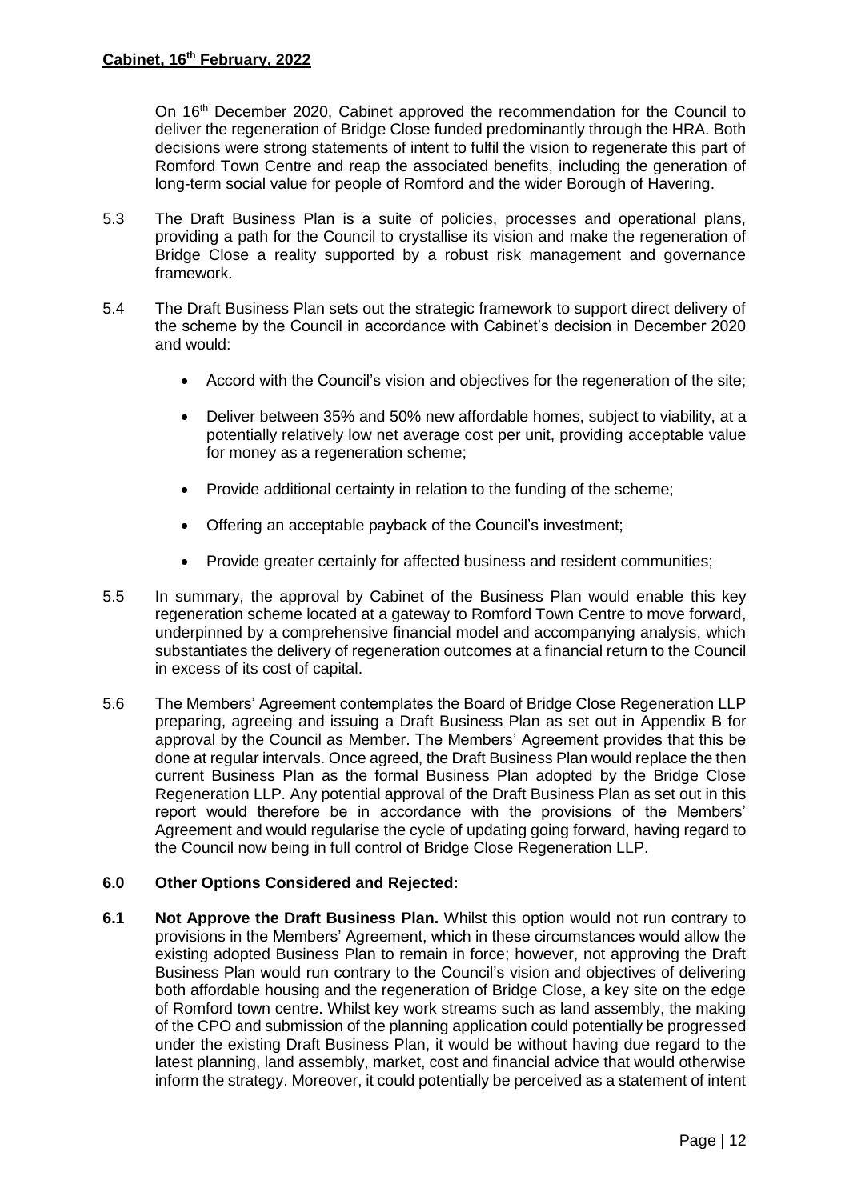On 16th December 2020, Cabinet approved the recommendation for the Council to deliver the regeneration of Bridge Close funded predominantly through the HRA. Both decisions were strong statements of intent to fulfil the vision to regenerate this part of Romford Town Centre and reap the associated benefits, including the generation of long-term social value for people of Romford and the wider Borough of Havering.

5.3 The Draft Business Plan is a suite of policies, processes and operational plans, providing a path for the Council to crystallise its vision and make the regeneration of Bridge Close a reality supported by a robust risk management and governance framework.

5.4 The Draft Business Plan sets out the strategic framework to support direct delivery of the scheme by the Council in accordance with Cabinet's decision in December 2020 and would:

- Accord with the Council's vision and objectives for the regeneration of the site;
- Deliver between 35% and 50% new affordable homes, subject to viability, at a potentially relatively low net average cost per unit, providing acceptable value for money as a regeneration scheme;
- Provide additional certainty in relation to the funding of the scheme;
- Offering an acceptable payback of the Council's investment;
- Provide greater certainly for affected business and resident communities;

5.5 In summary, the approval by Cabinet of the Business Plan would enable this key regeneration scheme located at a gateway to Romford Town Centre to move forward, underpinned by a comprehensive financial model and accompanying analysis, which substantiates the delivery of regeneration outcomes at a financial return to the Council in excess of its cost of capital.

5.6 The Members' Agreement contemplates the Board of Bridge Close Regeneration LLP preparing, agreeing and issuing a Draft Business Plan as set out in Appendix B for approval by the Council as Member. The Members' Agreement provides that this be done at regular intervals. Once agreed, the Draft Business Plan would replace the then current Business Plan as the formal Business Plan adopted by the Bridge Close Regeneration LLP. Any potential approval of the Draft Business Plan as set out in this report would therefore be in accordance with the provisions of the Members' Agreement and would regularise the cycle of updating going forward, having regard to the Council now being in full control of Bridge Close Regeneration LLP.

## 6.0 Other Options Considered and Rejected:

**6.1 Not Approve the Draft Business Plan.** Whilst this option would not run contrary to provisions in the Members' Agreement, which in these circumstances would allow the existing adopted Business Plan to remain in force; however, not approving the Draft Business Plan would run contrary to the Council's vision and objectives of delivering both affordable housing and the regeneration of Bridge Close, a key site on the edge of Romford town centre. Whilst key work streams such as land assembly, the making of the CPO and submission of the planning application could potentially be progressed under the existing Draft Business Plan, it would be without having due regard to the latest planning, land assembly, market, cost and financial advice that would otherwise inform the strategy. Moreover, it could potentially be perceived as a statement of intent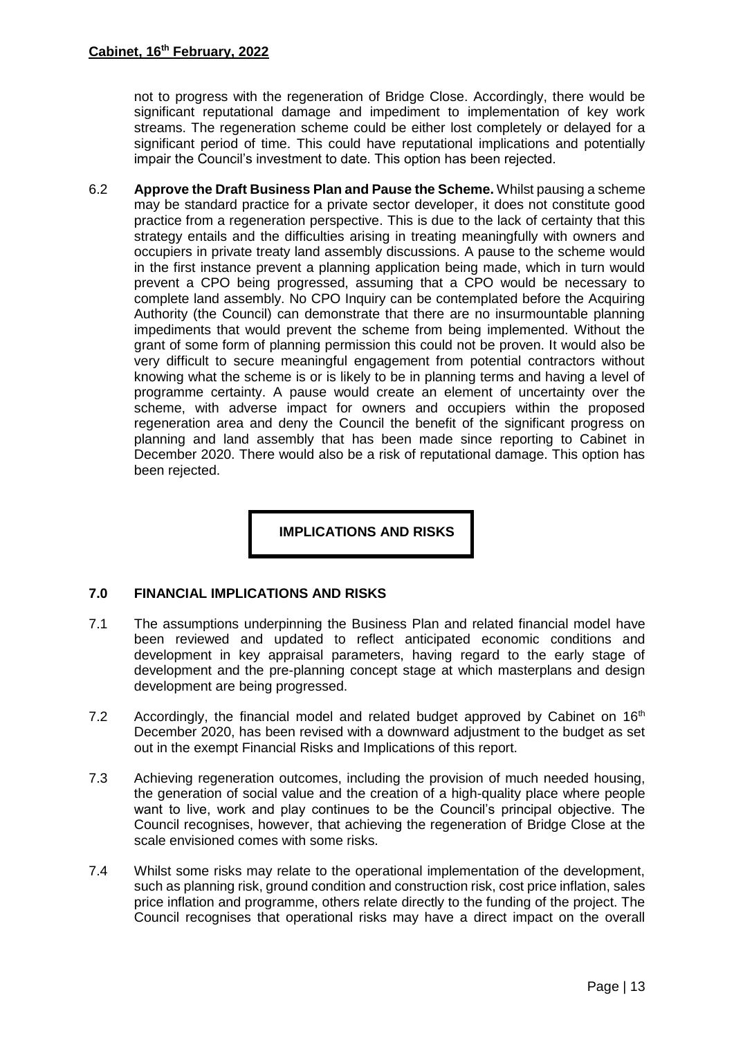not to progress with the regeneration of Bridge Close. Accordingly, there would be significant reputational damage and impediment to implementation of key work streams. The regeneration scheme could be either lost completely or delayed for a significant period of time. This could have reputational implications and potentially impair the Council's investment to date. This option has been rejected.

6.2 **Approve the Draft Business Plan and Pause the Scheme.** Whilst pausing a scheme may be standard practice for a private sector developer, it does not constitute good practice from a regeneration perspective. This is due to the lack of certainty that this strategy entails and the difficulties arising in treating meaningfully with owners and occupiers in private treaty land assembly discussions. A pause to the scheme would in the first instance prevent a planning application being made, which in turn would prevent a CPO being progressed, assuming that a CPO would be necessary to complete land assembly. No CPO Inquiry can be contemplated before the Acquiring Authority (the Council) can demonstrate that there are no insurmountable planning impediments that would prevent the scheme from being implemented. Without the grant of some form of planning permission this could not be proven. It would also be very difficult to secure meaningful engagement from potential contractors without knowing what the scheme is or is likely to be in planning terms and having a level of programme certainty. A pause would create an element of uncertainty over the scheme, with adverse impact for owners and occupiers within the proposed regeneration area and deny the Council the benefit of the significant progress on planning and land assembly that has been made since reporting to Cabinet in December 2020. There would also be a risk of reputational damage. This option has been rejected.

**IMPLICATIONS AND RISKS**

## 7.0 FINANCIAL IMPLICATIONS AND RISKS

7.1 The assumptions underpinning the Business Plan and related financial model have been reviewed and updated to reflect anticipated economic conditions and development in key appraisal parameters, having regard to the early stage of development and the pre-planning concept stage at which masterplans and design development are being progressed.

7.2 Accordingly, the financial model and related budget approved by Cabinet on 16th December 2020, has been revised with a downward adjustment to the budget as set out in the exempt Financial Risks and Implications of this report.

7.3 Achieving regeneration outcomes, including the provision of much needed housing, the generation of social value and the creation of a high-quality place where people want to live, work and play continues to be the Council's principal objective. The Council recognises, however, that achieving the regeneration of Bridge Close at the scale envisioned comes with some risks.

7.4 Whilst some risks may relate to the operational implementation of the development, such as planning risk, ground condition and construction risk, cost price inflation, sales price inflation and programme, others relate directly to the funding of the project. The Council recognises that operational risks may have a direct impact on the overall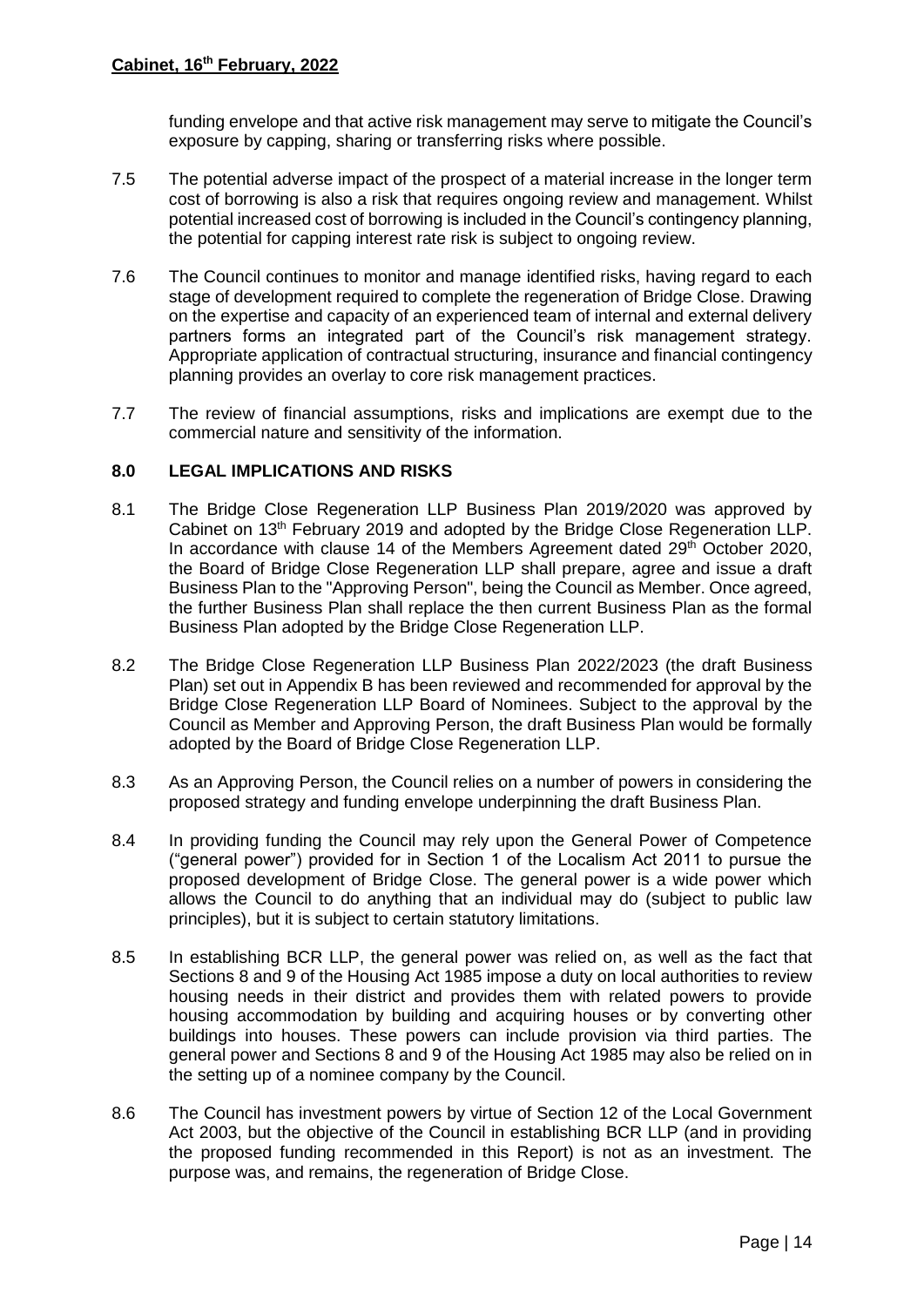funding envelope and that active risk management may serve to mitigate the Council's exposure by capping, sharing or transferring risks where possible.

7.5 The potential adverse impact of the prospect of a material increase in the longer term cost of borrowing is also a risk that requires ongoing review and management. Whilst potential increased cost of borrowing is included in the Council's contingency planning, the potential for capping interest rate risk is subject to ongoing review.

7.6 The Council continues to monitor and manage identified risks, having regard to each stage of development required to complete the regeneration of Bridge Close. Drawing on the expertise and capacity of an experienced team of internal and external delivery partners forms an integrated part of the Council's risk management strategy. Appropriate application of contractual structuring, insurance and financial contingency planning provides an overlay to core risk management practices.

7.7 The review of financial assumptions, risks and implications are exempt due to the commercial nature and sensitivity of the information.

## 8.0 LEGAL IMPLICATIONS AND RISKS

8.1 The Bridge Close Regeneration LLP Business Plan 2019/2020 was approved by Cabinet on 13th February 2019 and adopted by the Bridge Close Regeneration LLP. In accordance with clause 14 of the Members Agreement dated 29th October 2020, the Board of Bridge Close Regeneration LLP shall prepare, agree and issue a draft Business Plan to the "Approving Person", being the Council as Member. Once agreed, the further Business Plan shall replace the then current Business Plan as the formal Business Plan adopted by the Bridge Close Regeneration LLP.

8.2 The Bridge Close Regeneration LLP Business Plan 2022/2023 (the draft Business Plan) set out in Appendix B has been reviewed and recommended for approval by the Bridge Close Regeneration LLP Board of Nominees. Subject to the approval by the Council as Member and Approving Person, the draft Business Plan would be formally adopted by the Board of Bridge Close Regeneration LLP.

8.3 As an Approving Person, the Council relies on a number of powers in considering the proposed strategy and funding envelope underpinning the draft Business Plan.

8.4 In providing funding the Council may rely upon the General Power of Competence ("general power") provided for in Section 1 of the Localism Act 2011 to pursue the proposed development of Bridge Close. The general power is a wide power which allows the Council to do anything that an individual may do (subject to public law principles), but it is subject to certain statutory limitations.

8.5 In establishing BCR LLP, the general power was relied on, as well as the fact that Sections 8 and 9 of the Housing Act 1985 impose a duty on local authorities to review housing needs in their district and provides them with related powers to provide housing accommodation by building and acquiring houses or by converting other buildings into houses. These powers can include provision via third parties. The general power and Sections 8 and 9 of the Housing Act 1985 may also be relied on in the setting up of a nominee company by the Council.

8.6 The Council has investment powers by virtue of Section 12 of the Local Government Act 2003, but the objective of the Council in establishing BCR LLP (and in providing the proposed funding recommended in this Report) is not as an investment. The purpose was, and remains, the regeneration of Bridge Close.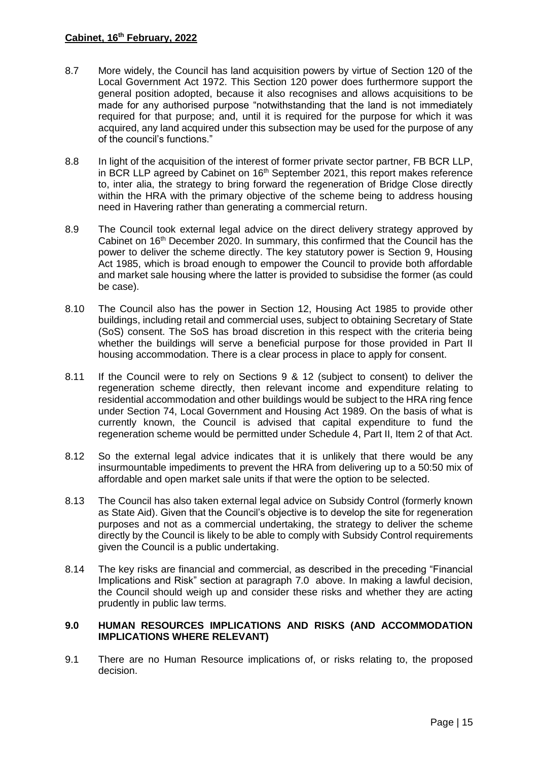8.7 More widely, the Council has land acquisition powers by virtue of Section 120 of the Local Government Act 1972. This Section 120 power does furthermore support the general position adopted, because it also recognises and allows acquisitions to be made for any authorised purpose "notwithstanding that the land is not immediately required for that purpose; and, until it is required for the purpose for which it was acquired, any land acquired under this subsection may be used for the purpose of any of the council's functions."

8.8 In light of the acquisition of the interest of former private sector partner, FB BCR LLP, in BCR LLP agreed by Cabinet on 16th September 2021, this report makes reference to, inter alia, the strategy to bring forward the regeneration of Bridge Close directly within the HRA with the primary objective of the scheme being to address housing need in Havering rather than generating a commercial return.

8.9 The Council took external legal advice on the direct delivery strategy approved by Cabinet on 16th December 2020. In summary, this confirmed that the Council has the power to deliver the scheme directly. The key statutory power is Section 9, Housing Act 1985, which is broad enough to empower the Council to provide both affordable and market sale housing where the latter is provided to subsidise the former (as could be case).

8.10 The Council also has the power in Section 12, Housing Act 1985 to provide other buildings, including retail and commercial uses, subject to obtaining Secretary of State (SoS) consent. The SoS has broad discretion in this respect with the criteria being whether the buildings will serve a beneficial purpose for those provided in Part II housing accommodation. There is a clear process in place to apply for consent.

8.11 If the Council were to rely on Sections 9 & 12 (subject to consent) to deliver the regeneration scheme directly, then relevant income and expenditure relating to residential accommodation and other buildings would be subject to the HRA ring fence under Section 74, Local Government and Housing Act 1989. On the basis of what is currently known, the Council is advised that capital expenditure to fund the regeneration scheme would be permitted under Schedule 4, Part II, Item 2 of that Act.

8.12 So the external legal advice indicates that it is unlikely that there would be any insurmountable impediments to prevent the HRA from delivering up to a 50:50 mix of affordable and open market sale units if that were the option to be selected.

8.13 The Council has also taken external legal advice on Subsidy Control (formerly known as State Aid). Given that the Council's objective is to develop the site for regeneration purposes and not as a commercial undertaking, the strategy to deliver the scheme directly by the Council is likely to be able to comply with Subsidy Control requirements given the Council is a public undertaking.

8.14 The key risks are financial and commercial, as described in the preceding "Financial Implications and Risk" section at paragraph 7.0 above. In making a lawful decision, the Council should weigh up and consider these risks and whether they are acting prudently in public law terms.

## 9.0 HUMAN RESOURCES IMPLICATIONS AND RISKS (AND ACCOMMODATION IMPLICATIONS WHERE RELEVANT)

9.1 There are no Human Resource implications of, or risks relating to, the proposed decision.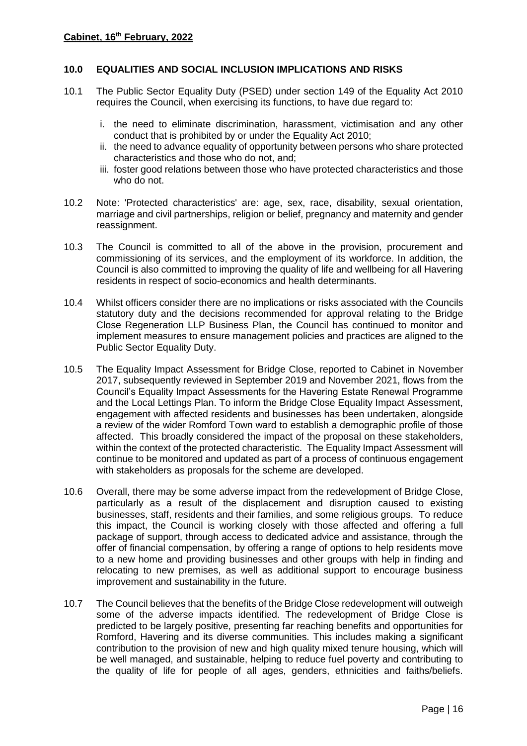**Cabinet, 16th February, 2022**

## 10.0 EQUALITIES AND SOCIAL INCLUSION IMPLICATIONS AND RISKS

10.1 The Public Sector Equality Duty (PSED) under section 149 of the Equality Act 2010 requires the Council, when exercising its functions, to have due regard to:

i. the need to eliminate discrimination, harassment, victimisation and any other conduct that is prohibited by or under the Equality Act 2010;
ii. the need to advance equality of opportunity between persons who share protected characteristics and those who do not, and;
iii. foster good relations between those who have protected characteristics and those who do not.

10.2 Note: 'Protected characteristics' are: age, sex, race, disability, sexual orientation, marriage and civil partnerships, religion or belief, pregnancy and maternity and gender reassignment.

10.3 The Council is committed to all of the above in the provision, procurement and commissioning of its services, and the employment of its workforce. In addition, the Council is also committed to improving the quality of life and wellbeing for all Havering residents in respect of socio-economics and health determinants.

10.4 Whilst officers consider there are no implications or risks associated with the Councils statutory duty and the decisions recommended for approval relating to the Bridge Close Regeneration LLP Business Plan, the Council has continued to monitor and implement measures to ensure management policies and practices are aligned to the Public Sector Equality Duty.

10.5 The Equality Impact Assessment for Bridge Close, reported to Cabinet in November 2017, subsequently reviewed in September 2019 and November 2021, flows from the Council's Equality Impact Assessments for the Havering Estate Renewal Programme and the Local Lettings Plan. To inform the Bridge Close Equality Impact Assessment, engagement with affected residents and businesses has been undertaken, alongside a review of the wider Romford Town ward to establish a demographic profile of those affected. This broadly considered the impact of the proposal on these stakeholders, within the context of the protected characteristic. The Equality Impact Assessment will continue to be monitored and updated as part of a process of continuous engagement with stakeholders as proposals for the scheme are developed.

10.6 Overall, there may be some adverse impact from the redevelopment of Bridge Close, particularly as a result of the displacement and disruption caused to existing businesses, staff, residents and their families, and some religious groups. To reduce this impact, the Council is working closely with those affected and offering a full package of support, through access to dedicated advice and assistance, through the offer of financial compensation, by offering a range of options to help residents move to a new home and providing businesses and other groups with help in finding and relocating to new premises, as well as additional support to encourage business improvement and sustainability in the future.

10.7 The Council believes that the benefits of the Bridge Close redevelopment will outweigh some of the adverse impacts identified. The redevelopment of Bridge Close is predicted to be largely positive, presenting far reaching benefits and opportunities for Romford, Havering and its diverse communities. This includes making a significant contribution to the provision of new and high quality mixed tenure housing, which will be well managed, and sustainable, helping to reduce fuel poverty and contributing to the quality of life for people of all ages, genders, ethnicities and faiths/beliefs.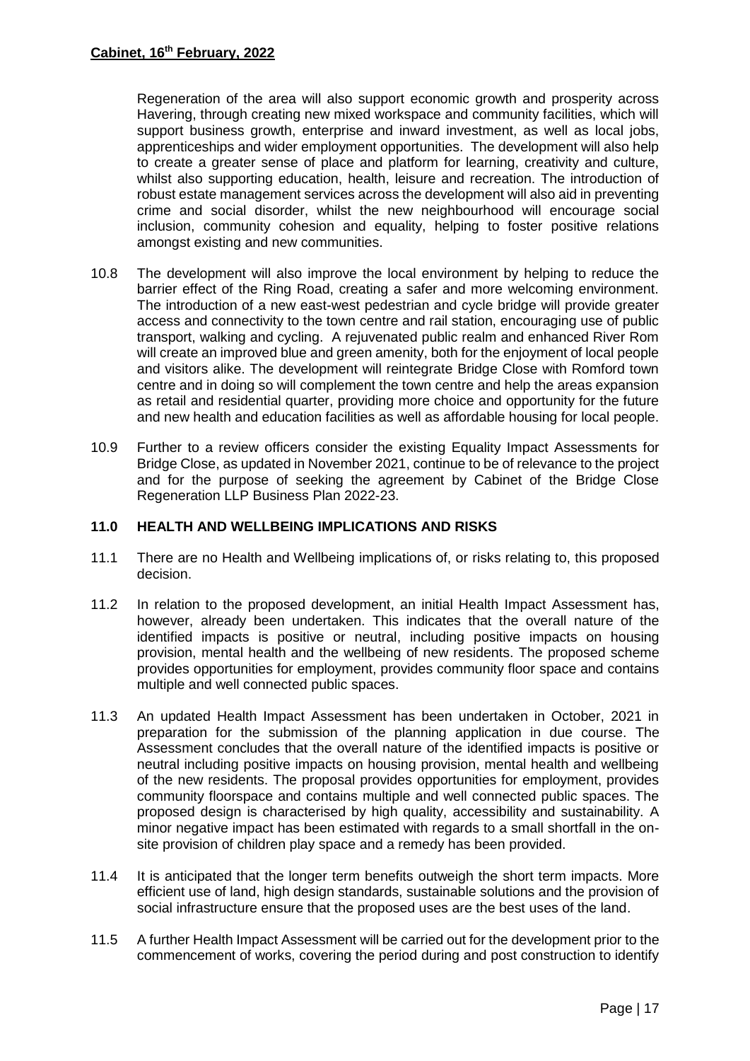Regeneration of the area will also support economic growth and prosperity across Havering, through creating new mixed workspace and community facilities, which will support business growth, enterprise and inward investment, as well as local jobs, apprenticeships and wider employment opportunities. The development will also help to create a greater sense of place and platform for learning, creativity and culture, whilst also supporting education, health, leisure and recreation. The introduction of robust estate management services across the development will also aid in preventing crime and social disorder, whilst the new neighbourhood will encourage social inclusion, community cohesion and equality, helping to foster positive relations amongst existing and new communities.

10.8 The development will also improve the local environment by helping to reduce the barrier effect of the Ring Road, creating a safer and more welcoming environment. The introduction of a new east-west pedestrian and cycle bridge will provide greater access and connectivity to the town centre and rail station, encouraging use of public transport, walking and cycling. A rejuvenated public realm and enhanced River Rom will create an improved blue and green amenity, both for the enjoyment of local people and visitors alike. The development will reintegrate Bridge Close with Romford town centre and in doing so will complement the town centre and help the areas expansion as retail and residential quarter, providing more choice and opportunity for the future and new health and education facilities as well as affordable housing for local people.

10.9 Further to a review officers consider the existing Equality Impact Assessments for Bridge Close, as updated in November 2021, continue to be of relevance to the project and for the purpose of seeking the agreement by Cabinet of the Bridge Close Regeneration LLP Business Plan 2022-23.

## 11.0 HEALTH AND WELLBEING IMPLICATIONS AND RISKS

11.1 There are no Health and Wellbeing implications of, or risks relating to, this proposed decision.

11.2 In relation to the proposed development, an initial Health Impact Assessment has, however, already been undertaken. This indicates that the overall nature of the identified impacts is positive or neutral, including positive impacts on housing provision, mental health and the wellbeing of new residents. The proposed scheme provides opportunities for employment, provides community floor space and contains multiple and well connected public spaces.

11.3 An updated Health Impact Assessment has been undertaken in October, 2021 in preparation for the submission of the planning application in due course. The Assessment concludes that the overall nature of the identified impacts is positive or neutral including positive impacts on housing provision, mental health and wellbeing of the new residents. The proposal provides opportunities for employment, provides community floorspace and contains multiple and well connected public spaces. The proposed design is characterised by high quality, accessibility and sustainability. A minor negative impact has been estimated with regards to a small shortfall in the on-site provision of children play space and a remedy has been provided.

11.4 It is anticipated that the longer term benefits outweigh the short term impacts. More efficient use of land, high design standards, sustainable solutions and the provision of social infrastructure ensure that the proposed uses are the best uses of the land.

11.5 A further Health Impact Assessment will be carried out for the development prior to the commencement of works, covering the period during and post construction to identify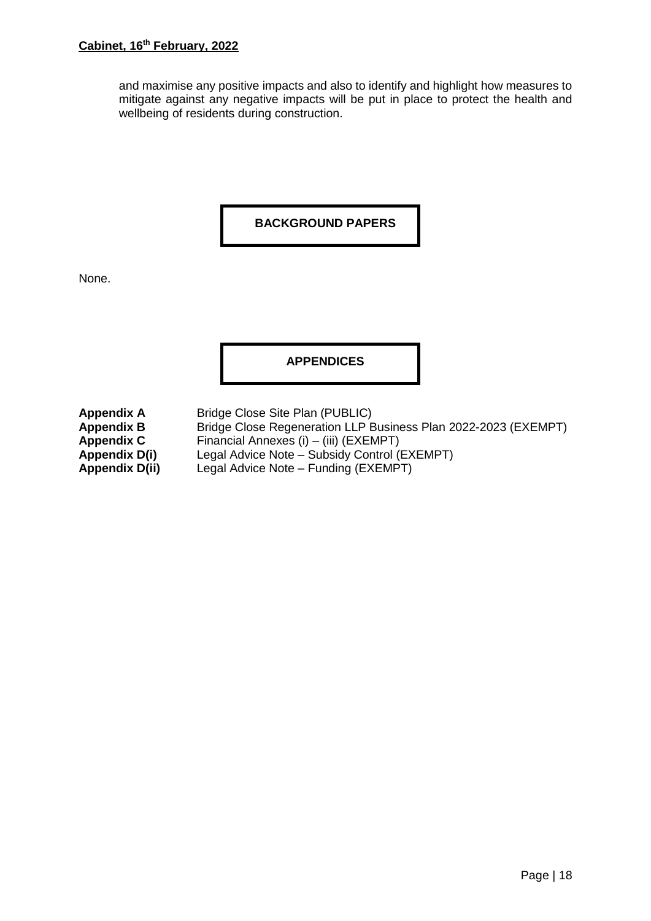and maximise any positive impacts and also to identify and highlight how measures to mitigate against any negative impacts will be put in place to protect the health and wellbeing of residents during construction.

## BACKGROUND PAPERS

None.

## APPENDICES

| | |
|---|---|
| **Appendix A** | Bridge Close Site Plan (PUBLIC) |
| **Appendix B** | Bridge Close Regeneration LLP Business Plan 2022-2023 (EXEMPT) |
| **Appendix C** | Financial Annexes (i) – (iii) (EXEMPT) |
| **Appendix D(i)** | Legal Advice Note – Subsidy Control (EXEMPT) |
| **Appendix D(ii)** | Legal Advice Note – Funding (EXEMPT) |